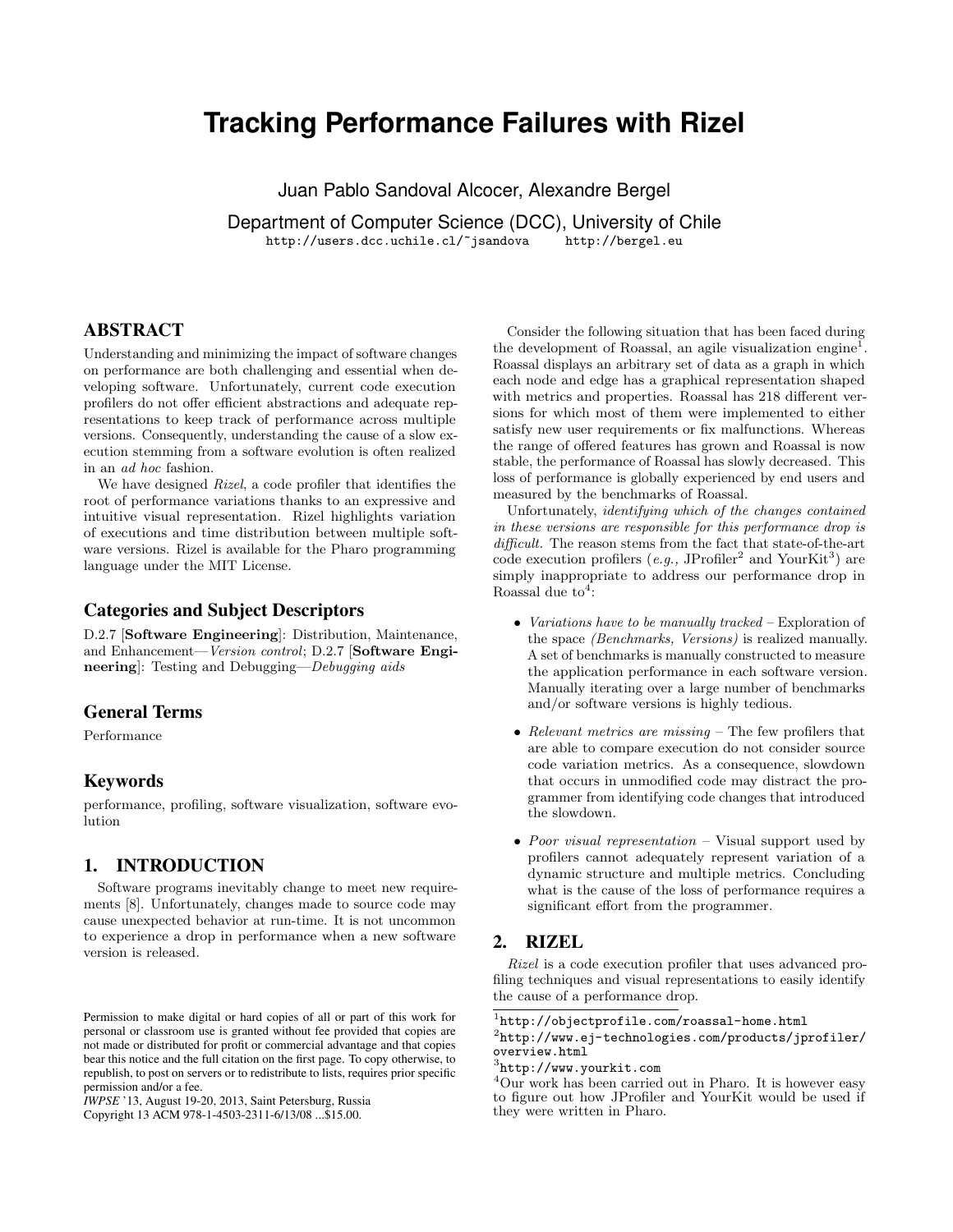# Tracking Performance Failures with Rizel

Juan Pablo Sandoval Alcocer, Alexandre Bergel

Department of Computer Science (DCC), University of Chile

http://users.dcc.uchile.cl/~jsandova http://bergel.eu

## ABSTRACT

Understanding and minimizing the impact of software changes on performance are both challenging and essential when developing software. Unfortunately, current code execution profilers do not offer efficient abstractions and adequate representations to keep track of performance across multiple versions. Consequently, understanding the cause of a slow execution stemming from a software evolution is often realized in an *ad hoc* fashion.

We have designed *Rizel*, a code profiler that identifies the root of performance variations thanks to an expressive and intuitive visual representation. Rizel highlights variation of executions and time distribution between multiple software versions. Rizel is available for the Pharo programming language under the MIT License.

### Categories and Subject Descriptors

D.2.7 [**Software Engineering**]: Distribution, Maintenance, and Enhancement—*Version control*; D.2.7 [**Software Engineering**]: Testing and Debugging—*Debugging aids*

### General Terms

Performance

### Keywords

performance, profiling, software visualization, software evolution

## 1. INTRODUCTION

Software programs inevitably change to meet new requirements [8]. Unfortunately, changes made to source code may cause unexpected behavior at run-time. It is not uncommon to experience a drop in performance when a new software version is released.

Consider the following situation that has been faced during the development of Roassal, an agile visualization engine[1]. Roassal displays an arbitrary set of data as a graph in which each node and edge has a graphical representation shaped with metrics and properties. Roassal has 218 different versions for which most of them were implemented to either satisfy new user requirements or fix malfunctions. Whereas the range of offered features has grown and Roassal is now stable, the performance of Roassal has slowly decreased. This loss of performance is globally experienced by end users and measured by the benchmarks of Roassal.

Unfortunately, *identifying which of the changes contained in these versions are responsible for this performance drop is difficult.* The reason stems from the fact that state-of-the-art code execution profilers (*e.g.,* JProfiler[2] and YourKit[3]) are simply inappropriate to address our performance drop in Roassal due to[4]:

- *Variations have to be manually tracked* – Exploration of the space *(Benchmarks, Versions)* is realized manually. A set of benchmarks is manually constructed to measure the application performance in each software version. Manually iterating over a large number of benchmarks and/or software versions is highly tedious.
- *Relevant metrics are missing* – The few profilers that are able to compare execution do not consider source code variation metrics. As a consequence, slowdown that occurs in unmodified code may distract the programmer from identifying code changes that introduced the slowdown.
- *Poor visual representation* – Visual support used by profilers cannot adequately represent variation of a dynamic structure and multiple metrics. Concluding what is the cause of the loss of performance requires a significant effort from the programmer.

## 2. RIZEL

*Rizel* is a code execution profiler that uses advanced profiling techniques and visual representations to easily identify the cause of a performance drop.

[1] http://objectprofile.com/roassal-home.html

[2] http://www.ej-technologies.com/products/jprofiler/overview.html

[3] http://www.yourkit.com

[4] Our work has been carried out in Pharo. It is however easy to figure out how JProfiler and YourKit would be used if they were written in Pharo.

Permission to make digital or hard copies of all or part of this work for personal or classroom use is granted without fee provided that copies are not made or distributed for profit or commercial advantage and that copies bear this notice and the full citation on the first page. To copy otherwise, to republish, to post on servers or to redistribute to lists, requires prior specific permission and/or a fee.

*IWPSE* '13, August 19-20, 2013, Saint Petersburg, Russia

Copyright 13 ACM 978-1-4503-2311-6/13/08 ...$15.00.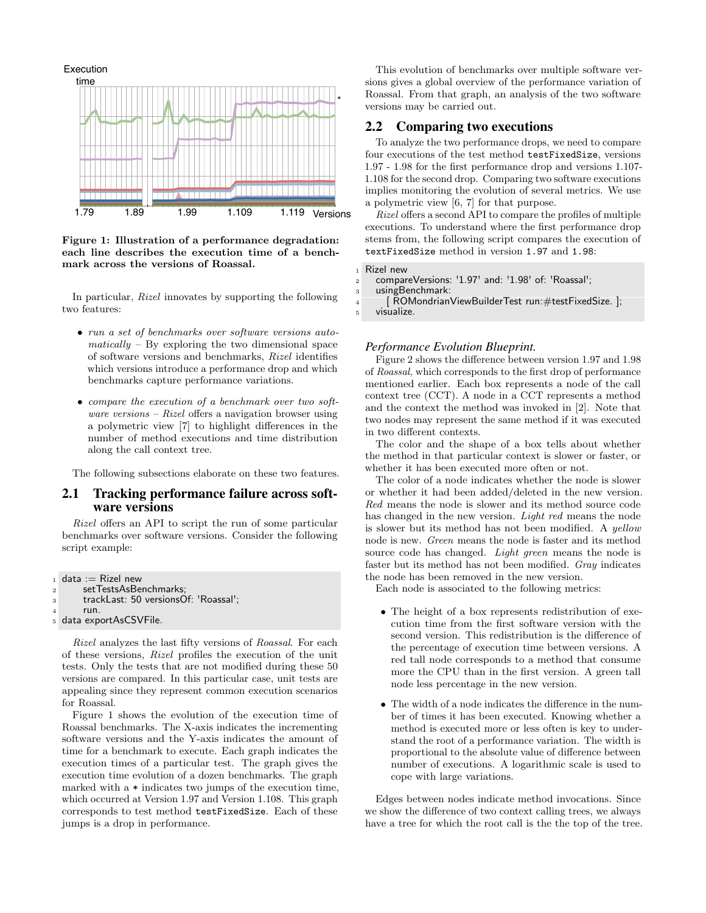Figure 1: Illustration of a performance degradation: each line describes the execution time of a benchmark across the versions of Roassal.

In particular, *Rizel* innovates by supporting the following two features:

- *run a set of benchmarks over software versions automatically* – By exploring the two dimensional space of software versions and benchmarks, *Rizel* identifies which versions introduce a performance drop and which benchmarks capture performance variations.
- *compare the execution of a benchmark over two software versions* – *Rizel* offers a navigation browser using a polymetric view [7] to highlight differences in the number of method executions and time distribution along the call context tree.

The following subsections elaborate on these two features.

## 2.1 Tracking performance failure across software versions

*Rizel* offers an API to script the run of some particular benchmarks over software versions. Consider the following script example:

```
data := Rizel new
    setTestsAsBenchmarks;
    trackLast: 50 versionsOf: 'Roassal';
    run.
data exportAsCSVFile.
```

*Rizel* analyzes the last fifty versions of *Roassal*. For each of these versions, *Rizel* profiles the execution of the unit tests. Only the tests that are not modified during these 50 versions are compared. In this particular case, unit tests are appealing since they represent common execution scenarios for Roassal.

Figure 1 shows the evolution of the execution time of Roassal benchmarks. The X-axis indicates the incrementing software versions and the Y-axis indicates the amount of time for a benchmark to execute. Each graph indicates the execution times of a particular test. The graph gives the execution time evolution of a dozen benchmarks. The graph marked with a * indicates two jumps of the execution time, which occurred at Version 1.97 and Version 1.108. This graph corresponds to test method `testFixedSize`. Each of these jumps is a drop in performance.

This evolution of benchmarks over multiple software versions gives a global overview of the performance variation of Roassal. From that graph, an analysis of the two software versions may be carried out.

## 2.2 Comparing two executions

To analyze the two performance drops, we need to compare four executions of the test method `testFixedSize`, versions 1.97 - 1.98 for the first performance drop and versions 1.107-1.108 for the second drop. Comparing two software executions implies monitoring the evolution of several metrics. We use a polymetric view [6, 7] for that purpose.

*Rizel* offers a second API to compare the profiles of multiple executions. To understand where the first performance drop stems from, the following script compares the execution of `textFixedSize` method in version `1.97` and `1.98`:

```
Rizel new
  compareVersions: '1.97' and: '1.98' of: 'Roassal';
  usingBenchmark:
    [ ROMondrianViewBuilderTest run:#testFixedSize. ];
  visualize.
```

### *Performance Evolution Blueprint.*

Figure 2 shows the difference between version 1.97 and 1.98 of *Roassal*, which corresponds to the first drop of performance mentioned earlier. Each box represents a node of the call context tree (CCT). A node in a CCT represents a method and the context the method was invoked in [2]. Note that two nodes may represent the same method if it was executed in two different contexts.

The color and the shape of a box tells about whether the method in that particular context is slower or faster, or whether it has been executed more often or not.

The color of a node indicates whether the node is slower or whether it had been added/deleted in the new version. *Red* means the node is slower and its method source code has changed in the new version. *Light red* means the node is slower but its method has not been modified. A *yellow* node is new. *Green* means the node is faster and its method source code has changed. *Light green* means the node is faster but its method has not been modified. *Gray* indicates the node has been removed in the new version.

Each node is associated to the following metrics:

- The height of a box represents redistribution of execution time from the first software version with the second version. This redistribution is the difference of the percentage of execution time between versions. A red tall node corresponds to a method that consume more the CPU than in the first version. A green tall node less percentage in the new version.
- The width of a node indicates the difference in the number of times it has been executed. Knowing whether a method is executed more or less often is key to understand the root of a performance variation. The width is proportional to the absolute value of difference between number of executions. A logarithmic scale is used to cope with large variations.

Edges between nodes indicate method invocations. Since we show the difference of two context calling trees, we always have a tree for which the root call is the the top of the tree.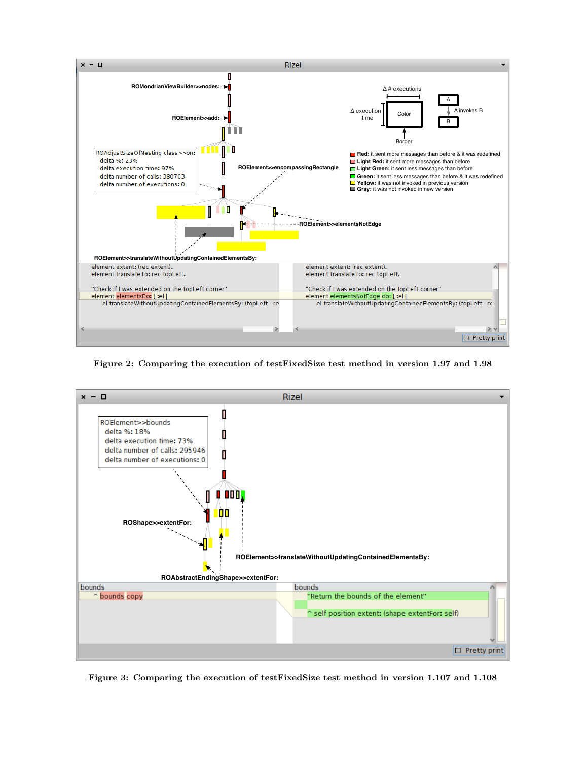Figure 2: Comparing the execution of testFixedSize test method in version 1.97 and 1.98

Figure 3: Comparing the execution of testFixedSize test method in version 1.107 and 1.108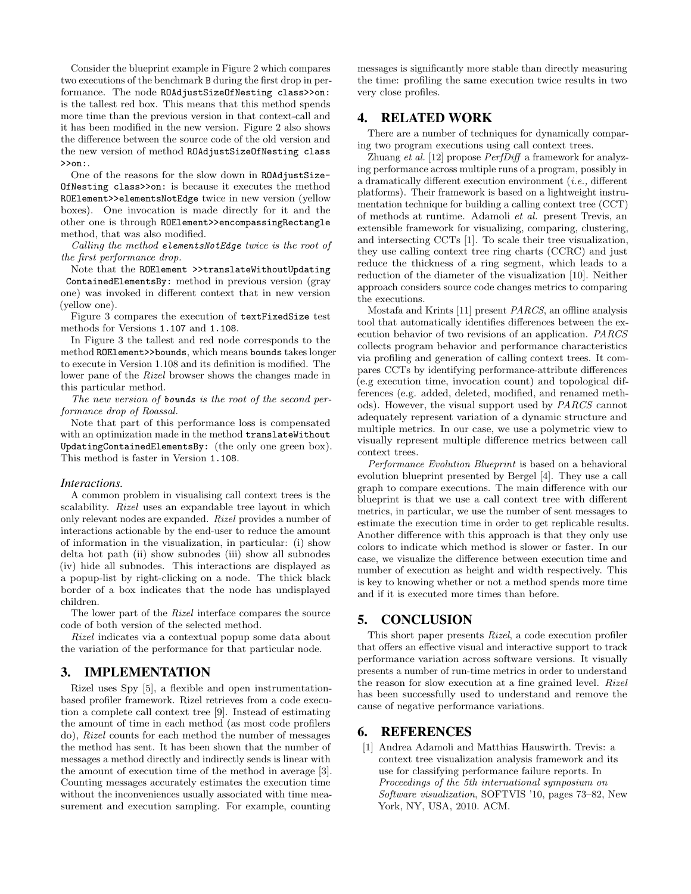Consider the blueprint example in Figure 2 which compares two executions of the benchmark `B` during the first drop in performance. The node `ROAdjustSizeOfNesting class>>on:` is the tallest red box. This means that this method spends more time than the previous version in that context-call and it has been modified in the new version. Figure 2 also shows the difference between the source code of the old version and the new version of method `ROAdjustSizeOfNesting class >>on:`.

One of the reasons for the slow down in `ROAdjustSizeOfNesting class>>on:` is because it executes the method `ROElement>>elementsNotEdge` twice in new version (yellow boxes). One invocation is made directly for it and the other one is through `ROElement>>encompassingRectangle` method, that was also modified.

*Calling the method `elementsNotEdge` twice is the root of the first performance drop.*

Note that the `ROElement >>translateWithoutUpdating ContainedElementsBy:` method in previous version (gray one) was invoked in different context that in new version (yellow one).

Figure 3 compares the execution of `textFixedSize` test methods for Versions `1.107` and `1.108`.

In Figure 3 the tallest and red node corresponds to the method `ROElement>>bounds`, which means `bounds` takes longer to execute in Version 1.108 and its definition is modified. The lower pane of the *Rizel* browser shows the changes made in this particular method.

*The new version of `bounds` is the root of the second performance drop of Roassal.*

Note that part of this performance loss is compensated with an optimization made in the method `translateWithout UpdatingContainedElementsBy:` (the only one green box). This method is faster in Version `1.108`.

### Interactions.

A common problem in visualising call context trees is the scalability. *Rizel* uses an expandable tree layout in which only relevant nodes are expanded. *Rizel* provides a number of interactions actionable by the end-user to reduce the amount of information in the visualization, in particular: (i) show delta hot path (ii) show subnodes (iii) show all subnodes (iv) hide all subnodes. This interactions are displayed as a popup-list by right-clicking on a node. The thick black border of a box indicates that the node has undisplayed children.

The lower part of the *Rizel* interface compares the source code of both version of the selected method.

*Rizel* indicates via a contextual popup some data about the variation of the performance for that particular node.

## 3. IMPLEMENTATION

Rizel uses Spy [5], a flexible and open instrumentation-based profiler framework. Rizel retrieves from a code execution a complete call context tree [9]. Instead of estimating the amount of time in each method (as most code profilers do), *Rizel* counts for each method the number of messages the method has sent. It has been shown that the number of messages a method directly and indirectly sends is linear with the amount of execution time of the method in average [3]. Counting messages accurately estimates the execution time without the inconveniences usually associated with time measurement and execution sampling. For example, counting messages is significantly more stable than directly measuring the time: profiling the same execution twice results in two very close profiles.

## 4. RELATED WORK

There are a number of techniques for dynamically comparing two program executions using call context trees.

Zhuang *et al.* [12] propose *PerfDiff* a framework for analyzing performance across multiple runs of a program, possibly in a dramatically different execution environment (*i.e.*, different platforms). Their framework is based on a lightweight instrumentation technique for building a calling context tree (CCT) of methods at runtime. Adamoli *et al.* present Trevis, an extensible framework for visualizing, comparing, clustering, and intersecting CCTs [1]. To scale their tree visualization, they use calling context tree ring charts (CCRC) and just reduce the thickness of a ring segment, which leads to a reduction of the diameter of the visualization [10]. Neither approach considers source code changes metrics to comparing the executions.

Mostafa and Krints [11] present *PARCS*, an offline analysis tool that automatically identifies differences between the execution behavior of two revisions of an application. *PARCS* collects program behavior and performance characteristics via profiling and generation of calling context trees. It compares CCTs by identifying performance-attribute differences (e.g execution time, invocation count) and topological differences (e.g. added, deleted, modified, and renamed methods). However, the visual support used by *PARCS* cannot adequately represent variation of a dynamic structure and multiple metrics. In our case, we use a polymetric view to visually represent multiple difference metrics between call context trees.

*Performance Evolution Blueprint* is based on a behavioral evolution blueprint presented by Bergel [4]. They use a call graph to compare executions. The main difference with our blueprint is that we use a call context tree with different metrics, in particular, we use the number of sent messages to estimate the execution time in order to get replicable results. Another difference with this approach is that they only use colors to indicate which method is slower or faster. In our case, we visualize the difference between execution time and number of execution as height and width respectively. This is key to knowing whether or not a method spends more time and if it is executed more times than before.

## 5. CONCLUSION

This short paper presents *Rizel*, a code execution profiler that offers an effective visual and interactive support to track performance variation across software versions. It visually presents a number of run-time metrics in order to understand the reason for slow execution at a fine grained level. *Rizel* has been successfully used to understand and remove the cause of negative performance variations.

## 6. REFERENCES

[1] Andrea Adamoli and Matthias Hauswirth. Trevis: a context tree visualization analysis framework and its use for classifying performance failure reports. In *Proceedings of the 5th international symposium on Software visualization*, SOFTVIS '10, pages 73–82, New York, NY, USA, 2010. ACM.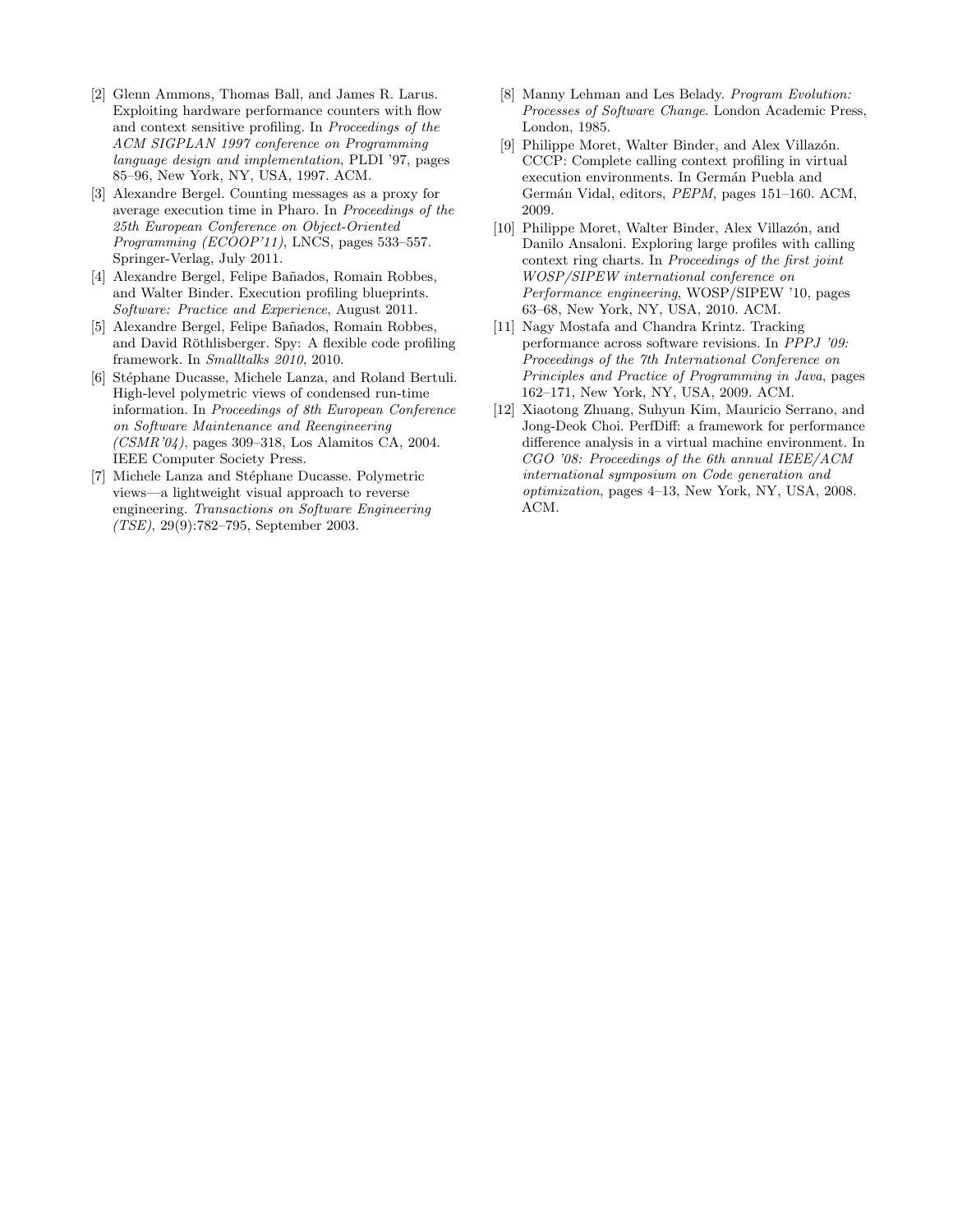[2] Glenn Ammons, Thomas Ball, and James R. Larus. Exploiting hardware performance counters with flow and context sensitive profiling. In *Proceedings of the ACM SIGPLAN 1997 conference on Programming language design and implementation*, PLDI '97, pages 85–96, New York, NY, USA, 1997. ACM.

[3] Alexandre Bergel. Counting messages as a proxy for average execution time in Pharo. In *Proceedings of the 25th European Conference on Object-Oriented Programming (ECOOP'11)*, LNCS, pages 533–557. Springer-Verlag, July 2011.

[4] Alexandre Bergel, Felipe Bañados, Romain Robbes, and Walter Binder. Execution profiling blueprints. *Software: Practice and Experience*, August 2011.

[5] Alexandre Bergel, Felipe Bañados, Romain Robbes, and David Röthlisberger. Spy: A flexible code profiling framework. In *Smalltalks 2010*, 2010.

[6] Stéphane Ducasse, Michele Lanza, and Roland Bertuli. High-level polymetric views of condensed run-time information. In *Proceedings of 8th European Conference on Software Maintenance and Reengineering (CSMR'04)*, pages 309–318, Los Alamitos CA, 2004. IEEE Computer Society Press.

[7] Michele Lanza and Stéphane Ducasse. Polymetric views—a lightweight visual approach to reverse engineering. *Transactions on Software Engineering (TSE)*, 29(9):782–795, September 2003.

[8] Manny Lehman and Les Belady. *Program Evolution: Processes of Software Change*. London Academic Press, London, 1985.

[9] Philippe Moret, Walter Binder, and Alex Villazón. CCCP: Complete calling context profiling in virtual execution environments. In Germán Puebla and Germán Vidal, editors, *PEPM*, pages 151–160. ACM, 2009.

[10] Philippe Moret, Walter Binder, Alex Villazón, and Danilo Ansaloni. Exploring large profiles with calling context ring charts. In *Proceedings of the first joint WOSP/SIPEW international conference on Performance engineering*, WOSP/SIPEW '10, pages 63–68, New York, NY, USA, 2010. ACM.

[11] Nagy Mostafa and Chandra Krintz. Tracking performance across software revisions. In *PPPJ '09: Proceedings of the 7th International Conference on Principles and Practice of Programming in Java*, pages 162–171, New York, NY, USA, 2009. ACM.

[12] Xiaotong Zhuang, Suhyun Kim, Mauricio Serrano, and Jong-Deok Choi. PerfDiff: a framework for performance difference analysis in a virtual machine environment. In *CGO '08: Proceedings of the 6th annual IEEE/ACM international symposium on Code generation and optimization*, pages 4–13, New York, NY, USA, 2008. ACM.